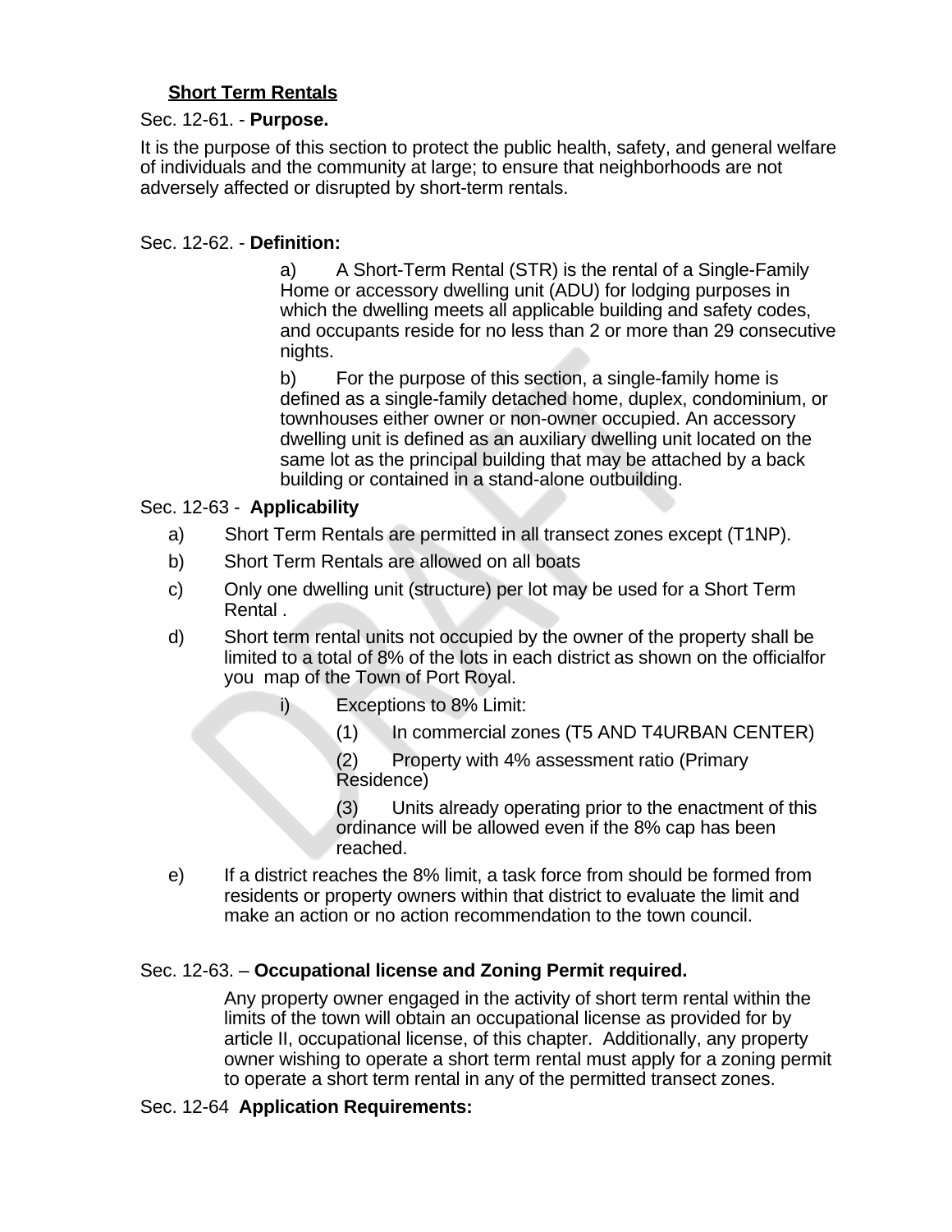## Short Term Rentals

Sec. 12-61. - **Purpose.**

It is the purpose of this section to protect the public health, safety, and general welfare of individuals and the community at large; to ensure that neighborhoods are not adversely affected or disrupted by short-term rentals.

Sec. 12-62. - **Definition:**

a) A Short-Term Rental (STR) is the rental of a Single-Family Home or accessory dwelling unit (ADU) for lodging purposes in which the dwelling meets all applicable building and safety codes, and occupants reside for no less than 2 or more than 29 consecutive nights.

b) For the purpose of this section, a single-family home is defined as a single-family detached home, duplex, condominium, or townhouses either owner or non-owner occupied. An accessory dwelling unit is defined as an auxiliary dwelling unit located on the same lot as the principal building that may be attached by a back building or contained in a stand-alone outbuilding.

Sec. 12-63 - **Applicability**

a) Short Term Rentals are permitted in all transect zones except (T1NP).

b) Short Term Rentals are allowed on all boats

c) Only one dwelling unit (structure) per lot may be used for a Short Term Rental .

d) Short term rental units not occupied by the owner of the property shall be limited to a total of 8% of the lots in each district as shown on the officialfor you map of the Town of Port Royal.

   i) Exceptions to 8% Limit:

      (1) In commercial zones (T5 AND T4URBAN CENTER)

      (2) Property with 4% assessment ratio (Primary Residence)

      (3) Units already operating prior to the enactment of this ordinance will be allowed even if the 8% cap has been reached.

e) If a district reaches the 8% limit, a task force from should be formed from residents or property owners within that district to evaluate the limit and make an action or no action recommendation to the town council.

Sec. 12-63. – **Occupational license and Zoning Permit required.**

Any property owner engaged in the activity of short term rental within the limits of the town will obtain an occupational license as provided for by article II, occupational license, of this chapter. Additionally, any property owner wishing to operate a short term rental must apply for a zoning permit to operate a short term rental in any of the permitted transect zones.

Sec. 12-64 **Application Requirements:**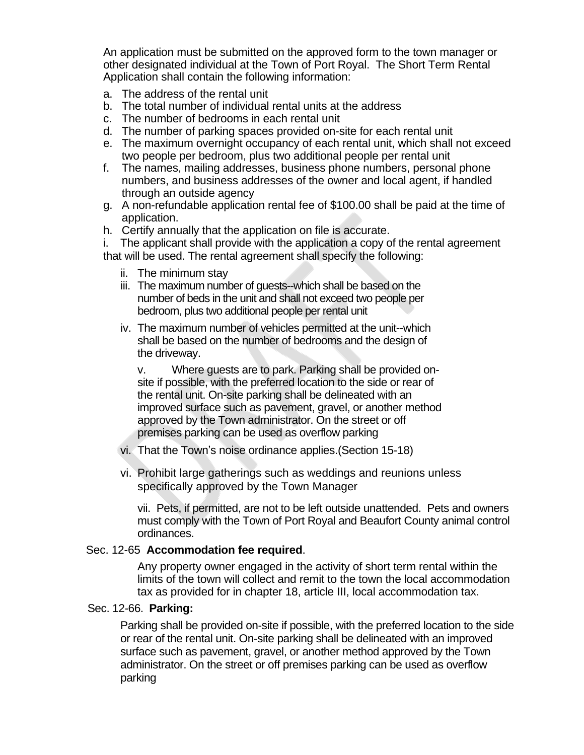An application must be submitted on the approved form to the town manager or other designated individual at the Town of Port Royal. The Short Term Rental Application shall contain the following information:

a. The address of the rental unit
b. The total number of individual rental units at the address
c. The number of bedrooms in each rental unit
d. The number of parking spaces provided on-site for each rental unit
e. The maximum overnight occupancy of each rental unit, which shall not exceed two people per bedroom, plus two additional people per rental unit
f. The names, mailing addresses, business phone numbers, personal phone numbers, and business addresses of the owner and local agent, if handled through an outside agency
g. A non-refundable application rental fee of $100.00 shall be paid at the time of application.
h. Certify annually that the application on file is accurate.
i. The applicant shall provide with the application a copy of the rental agreement that will be used. The rental agreement shall specify the following:

ii. The minimum stay

iii. The maximum number of guests--which shall be based on the number of beds in the unit and shall not exceed two people per bedroom, plus two additional people per rental unit

iv. The maximum number of vehicles permitted at the unit--which shall be based on the number of bedrooms and the design of the driveway.

v. Where guests are to park. Parking shall be provided on-site if possible, with the preferred location to the side or rear of the rental unit. On-site parking shall be delineated with an improved surface such as pavement, gravel, or another method approved by the Town administrator. On the street or off premises parking can be used as overflow parking

vi. That the Town's noise ordinance applies.(Section 15-18)

vi. Prohibit large gatherings such as weddings and reunions unless specifically approved by the Town Manager

vii. Pets, if permitted, are not to be left outside unattended. Pets and owners must comply with the Town of Port Royal and Beaufort County animal control ordinances.

Sec. 12-65 **Accommodation fee required**.

Any property owner engaged in the activity of short term rental within the limits of the town will collect and remit to the town the local accommodation tax as provided for in chapter 18, article III, local accommodation tax.

Sec. 12-66. **Parking:**

Parking shall be provided on-site if possible, with the preferred location to the side or rear of the rental unit. On-site parking shall be delineated with an improved surface such as pavement, gravel, or another method approved by the Town administrator. On the street or off premises parking can be used as overflow parking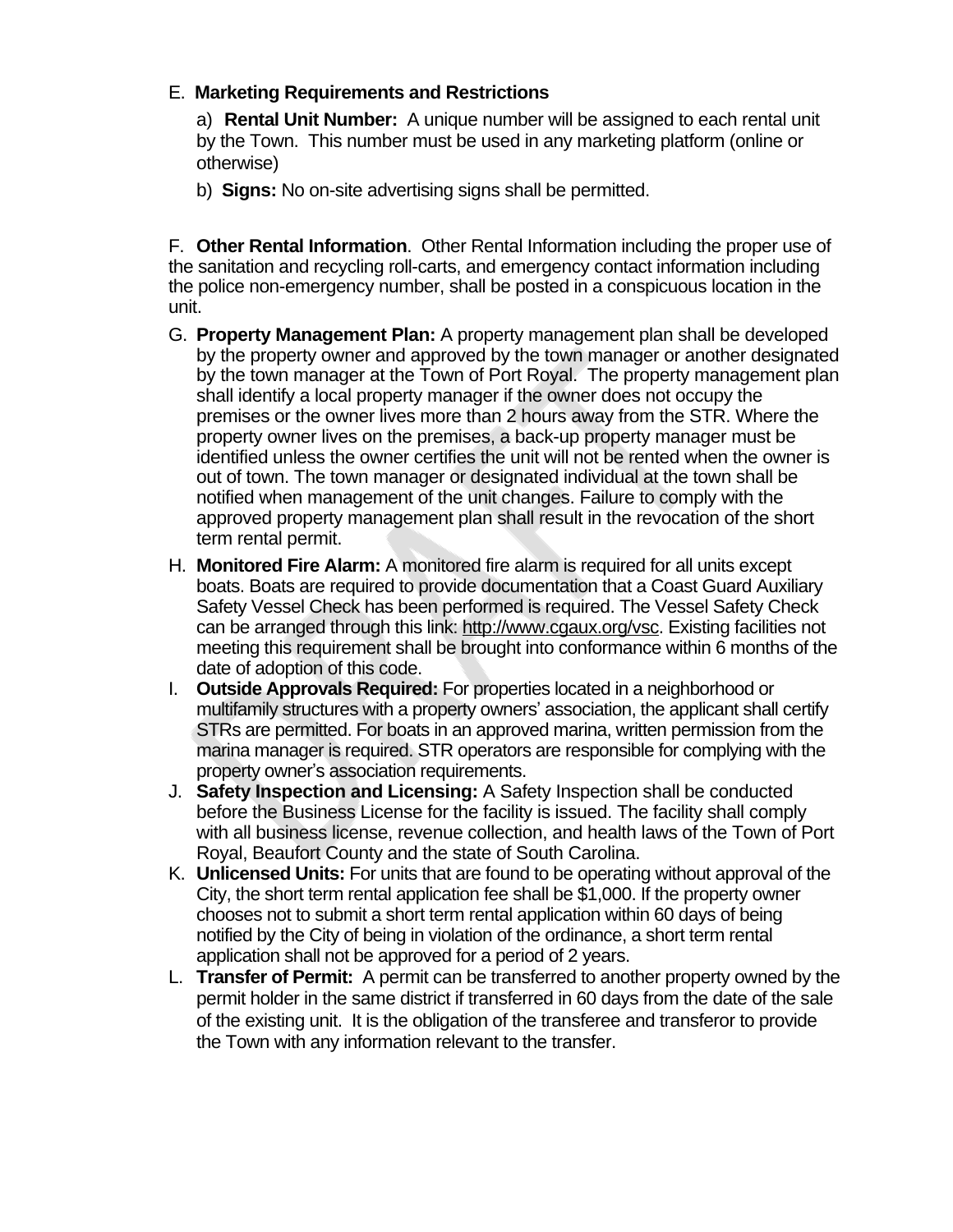E. **Marketing Requirements and Restrictions**

a) **Rental Unit Number:** A unique number will be assigned to each rental unit by the Town. This number must be used in any marketing platform (online or otherwise)

b) **Signs:** No on-site advertising signs shall be permitted.

F. **Other Rental Information**. Other Rental Information including the proper use of the sanitation and recycling roll-carts, and emergency contact information including the police non-emergency number, shall be posted in a conspicuous location in the unit.

G. **Property Management Plan:** A property management plan shall be developed by the property owner and approved by the town manager or another designated by the town manager at the Town of Port Royal. The property management plan shall identify a local property manager if the owner does not occupy the premises or the owner lives more than 2 hours away from the STR. Where the property owner lives on the premises, a back-up property manager must be identified unless the owner certifies the unit will not be rented when the owner is out of town. The town manager or designated individual at the town shall be notified when management of the unit changes. Failure to comply with the approved property management plan shall result in the revocation of the short term rental permit.

H. **Monitored Fire Alarm:** A monitored fire alarm is required for all units except boats. Boats are required to provide documentation that a Coast Guard Auxiliary Safety Vessel Check has been performed is required. The Vessel Safety Check can be arranged through this link: http://www.cgaux.org/vsc. Existing facilities not meeting this requirement shall be brought into conformance within 6 months of the date of adoption of this code.

I. **Outside Approvals Required:** For properties located in a neighborhood or multifamily structures with a property owners' association, the applicant shall certify STRs are permitted. For boats in an approved marina, written permission from the marina manager is required. STR operators are responsible for complying with the property owner's association requirements.

J. **Safety Inspection and Licensing:** A Safety Inspection shall be conducted before the Business License for the facility is issued. The facility shall comply with all business license, revenue collection, and health laws of the Town of Port Royal, Beaufort County and the state of South Carolina.

K. **Unlicensed Units:** For units that are found to be operating without approval of the City, the short term rental application fee shall be $1,000. If the property owner chooses not to submit a short term rental application within 60 days of being notified by the City of being in violation of the ordinance, a short term rental application shall not be approved for a period of 2 years.

L. **Transfer of Permit:** A permit can be transferred to another property owned by the permit holder in the same district if transferred in 60 days from the date of the sale of the existing unit. It is the obligation of the transferee and transferor to provide the Town with any information relevant to the transfer.